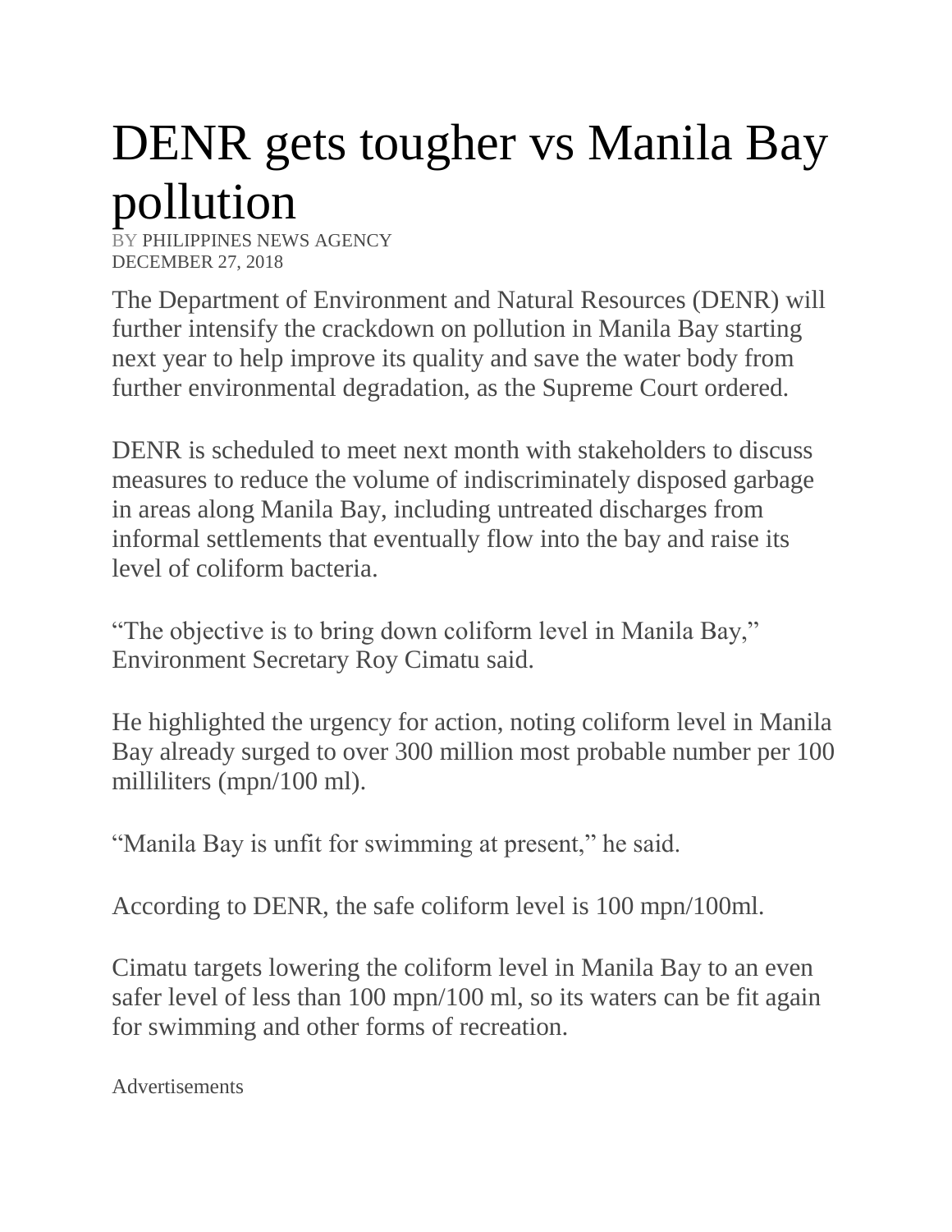# DENR gets tougher vs Manila Bay pollution

BY PHILIPPINES NEWS AGENCY
DECEMBER 27, 2018

The Department of Environment and Natural Resources (DENR) will further intensify the crackdown on pollution in Manila Bay starting next year to help improve its quality and save the water body from further environmental degradation, as the Supreme Court ordered.

DENR is scheduled to meet next month with stakeholders to discuss measures to reduce the volume of indiscriminately disposed garbage in areas along Manila Bay, including untreated discharges from informal settlements that eventually flow into the bay and raise its level of coliform bacteria.

“The objective is to bring down coliform level in Manila Bay,” Environment Secretary Roy Cimatu said.

He highlighted the urgency for action, noting coliform level in Manila Bay already surged to over 300 million most probable number per 100 milliliters (mpn/100 ml).

“Manila Bay is unfit for swimming at present,” he said.

According to DENR, the safe coliform level is 100 mpn/100ml.

Cimatu targets lowering the coliform level in Manila Bay to an even safer level of less than 100 mpn/100 ml, so its waters can be fit again for swimming and other forms of recreation.

Advertisements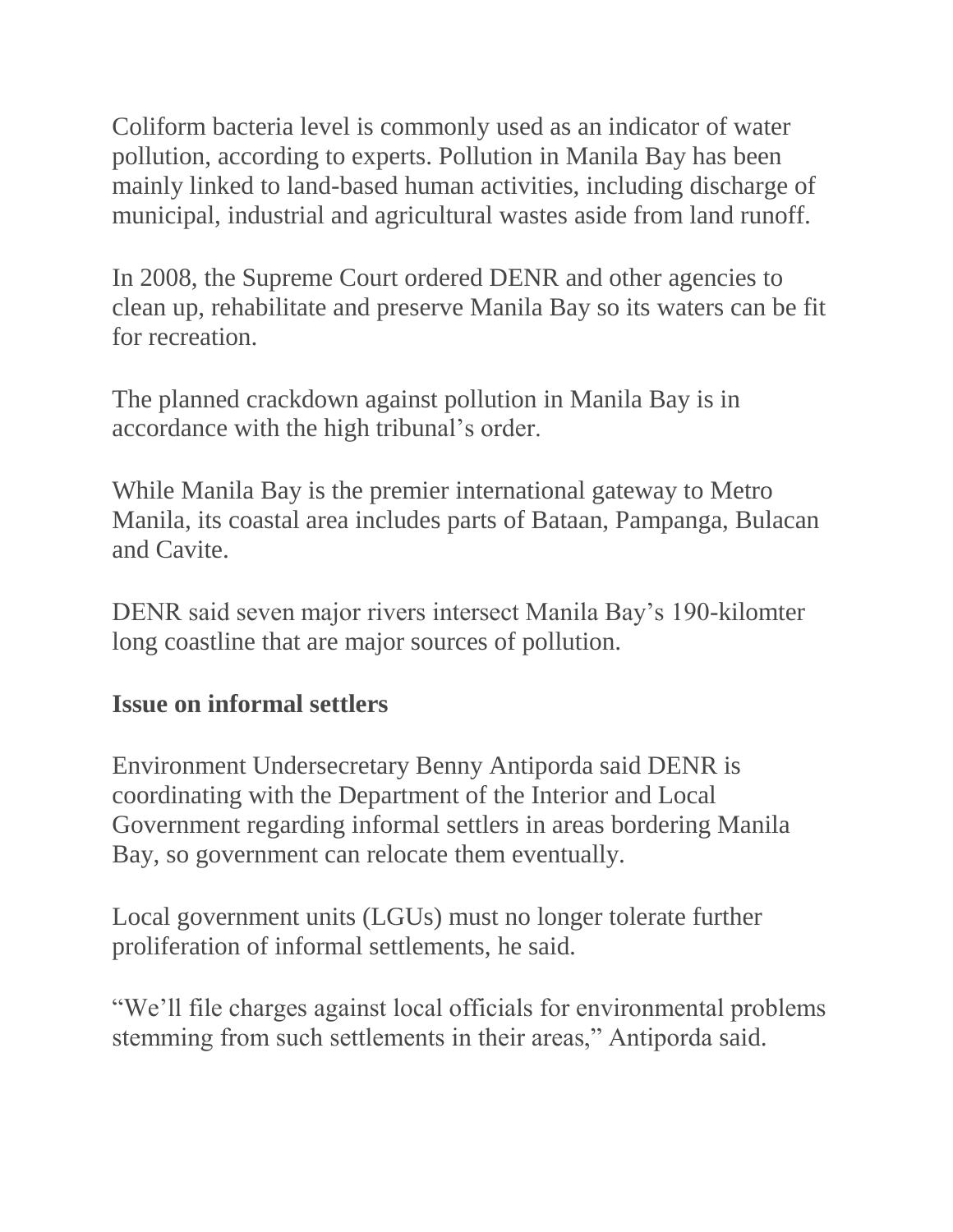Coliform bacteria level is commonly used as an indicator of water pollution, according to experts. Pollution in Manila Bay has been mainly linked to land-based human activities, including discharge of municipal, industrial and agricultural wastes aside from land runoff.

In 2008, the Supreme Court ordered DENR and other agencies to clean up, rehabilitate and preserve Manila Bay so its waters can be fit for recreation.

The planned crackdown against pollution in Manila Bay is in accordance with the high tribunal's order.

While Manila Bay is the premier international gateway to Metro Manila, its coastal area includes parts of Bataan, Pampanga, Bulacan and Cavite.

DENR said seven major rivers intersect Manila Bay's 190-kilomter long coastline that are major sources of pollution.

**Issue on informal settlers**

Environment Undersecretary Benny Antiporda said DENR is coordinating with the Department of the Interior and Local Government regarding informal settlers in areas bordering Manila Bay, so government can relocate them eventually.

Local government units (LGUs) must no longer tolerate further proliferation of informal settlements, he said.

"We'll file charges against local officials for environmental problems stemming from such settlements in their areas," Antiporda said.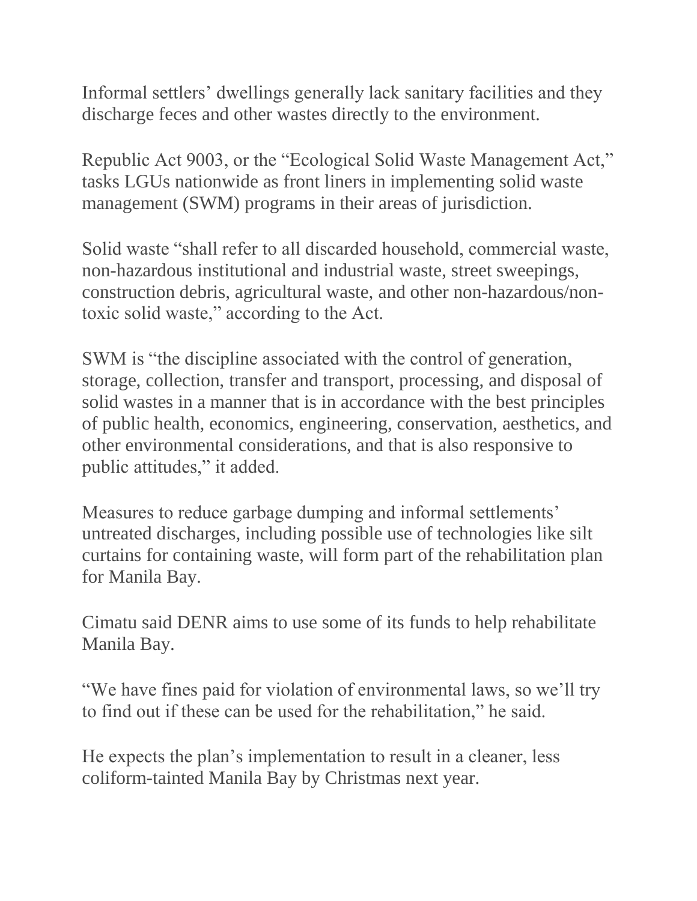Informal settlers' dwellings generally lack sanitary facilities and they discharge feces and other wastes directly to the environment.

Republic Act 9003, or the "Ecological Solid Waste Management Act," tasks LGUs nationwide as front liners in implementing solid waste management (SWM) programs in their areas of jurisdiction.

Solid waste "shall refer to all discarded household, commercial waste, non-hazardous institutional and industrial waste, street sweepings, construction debris, agricultural waste, and other non-hazardous/non-toxic solid waste," according to the Act.

SWM is "the discipline associated with the control of generation, storage, collection, transfer and transport, processing, and disposal of solid wastes in a manner that is in accordance with the best principles of public health, economics, engineering, conservation, aesthetics, and other environmental considerations, and that is also responsive to public attitudes," it added.

Measures to reduce garbage dumping and informal settlements' untreated discharges, including possible use of technologies like silt curtains for containing waste, will form part of the rehabilitation plan for Manila Bay.

Cimatu said DENR aims to use some of its funds to help rehabilitate Manila Bay.

"We have fines paid for violation of environmental laws, so we'll try to find out if these can be used for the rehabilitation," he said.

He expects the plan's implementation to result in a cleaner, less coliform-tainted Manila Bay by Christmas next year.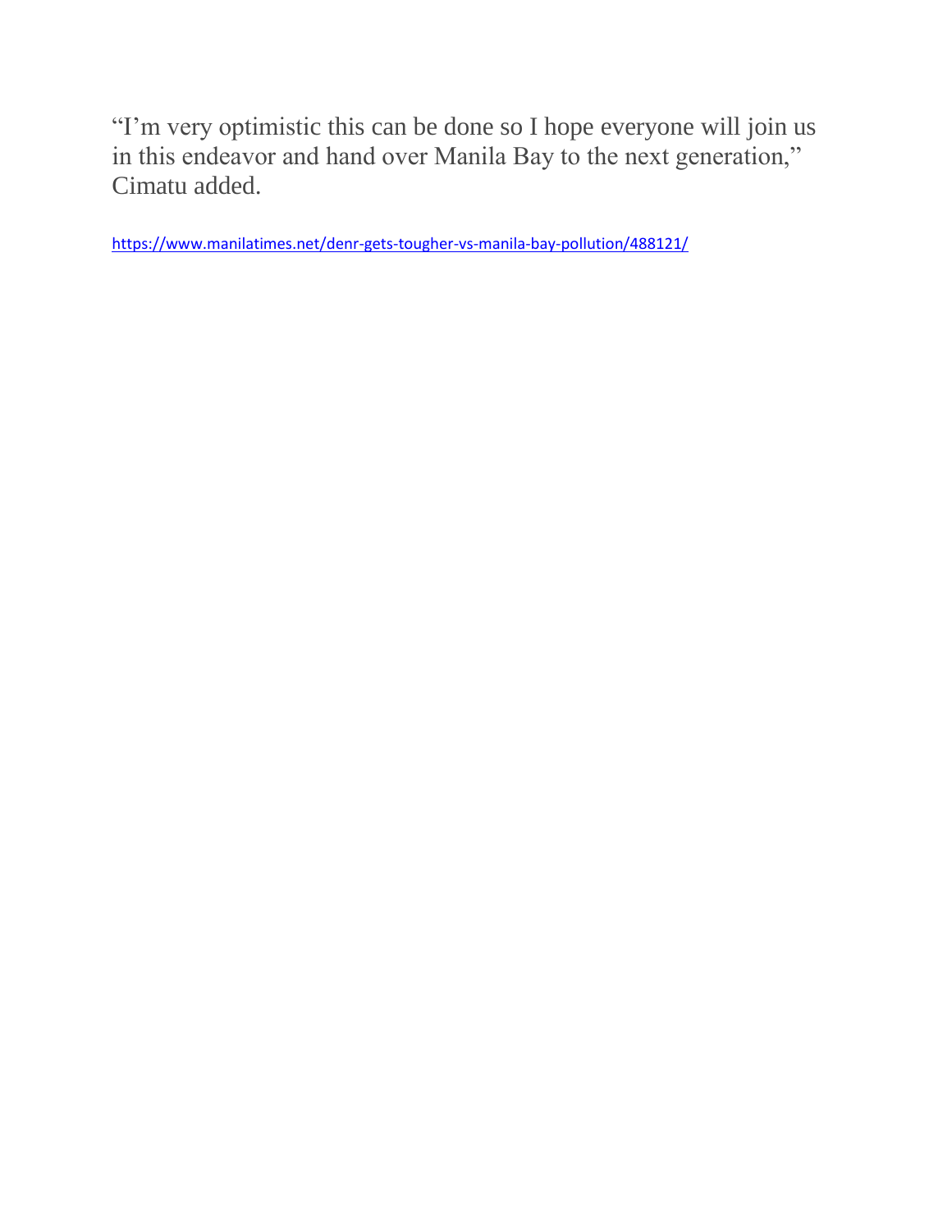"I'm very optimistic this can be done so I hope everyone will join us in this endeavor and hand over Manila Bay to the next generation," Cimatu added.

https://www.manilatimes.net/denr-gets-tougher-vs-manila-bay-pollution/488121/